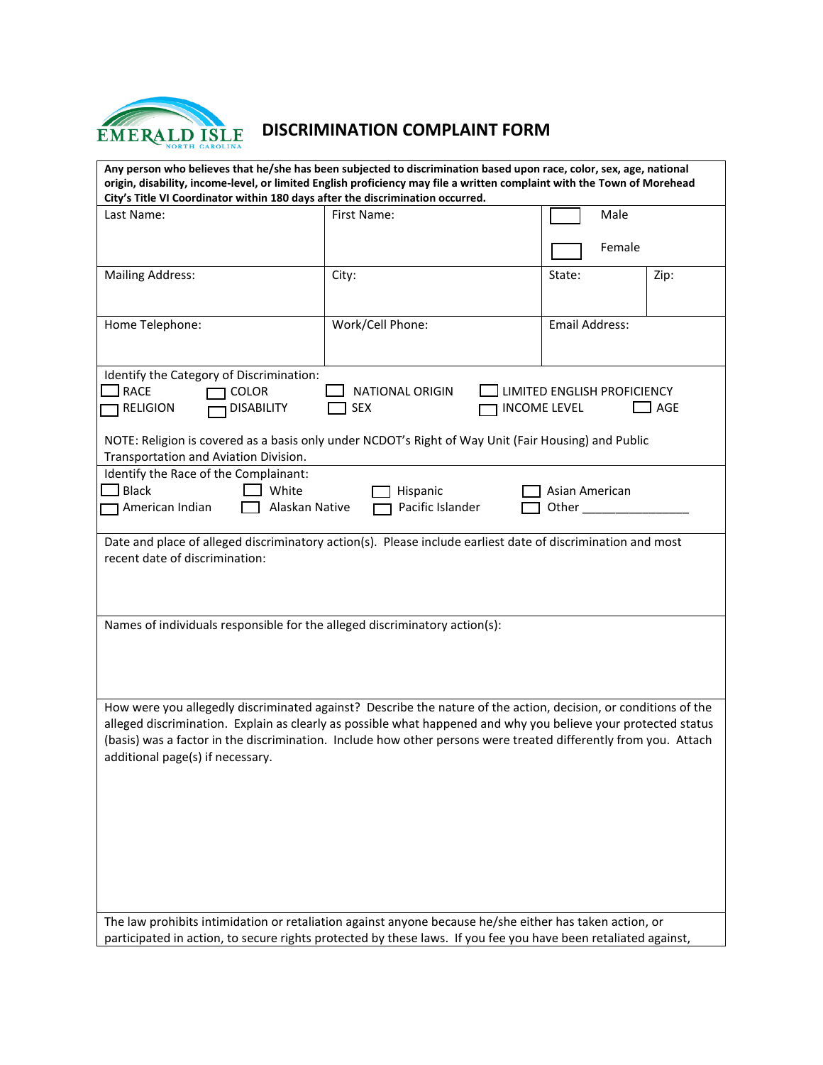EMERALD ISLE
NORTH CAROLINA

# DISCRIMINATION COMPLAINT FORM

**Any person who believes that he/she has been subjected to discrimination based upon race, color, sex, age, national origin, disability, income-level, or limited English proficiency may file a written complaint with the Town of Morehead City's Title VI Coordinator within 180 days after the discrimination occurred.**

| Last Name: | First Name: | ☐ Male ☐ Female | |
|---|---|---|---|
| Mailing Address: | City: | State: | Zip: |
| Home Telephone: | Work/Cell Phone: | Email Address: | |

Identify the Category of Discrimination:

☐ RACE ☐ COLOR ☐ NATIONAL ORIGIN ☐ LIMITED ENGLISH PROFICIENCY
☐ RELIGION ☐ DISABILITY ☐ SEX ☐ INCOME LEVEL ☐ AGE

NOTE: Religion is covered as a basis only under NCDOT's Right of Way Unit (Fair Housing) and Public Transportation and Aviation Division.

Identify the Race of the Complainant:

☐ Black ☐ White ☐ Hispanic ☐ Asian American
☐ American Indian ☐ Alaskan Native ☐ Pacific Islander ☐ Other ________________

Date and place of alleged discriminatory action(s). Please include earliest date of discrimination and most recent date of discrimination:

Names of individuals responsible for the alleged discriminatory action(s):

How were you allegedly discriminated against? Describe the nature of the action, decision, or conditions of the alleged discrimination. Explain as clearly as possible what happened and why you believe your protected status (basis) was a factor in the discrimination. Include how other persons were treated differently from you. Attach additional page(s) if necessary.

The law prohibits intimidation or retaliation against anyone because he/she either has taken action, or participated in action, to secure rights protected by these laws. If you fee you have been retaliated against,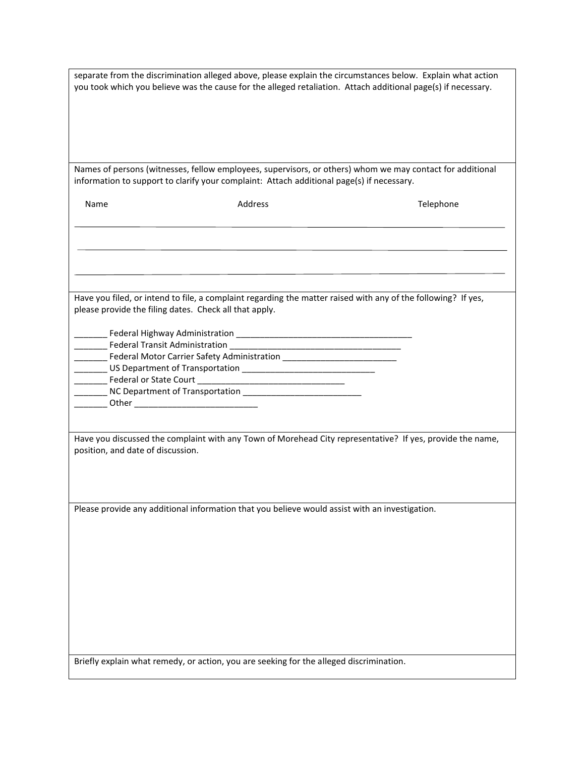separate from the discrimination alleged above, please explain the circumstances below. Explain what action you took which you believe was the cause for the alleged retaliation. Attach additional page(s) if necessary.

Names of persons (witnesses, fellow employees, supervisors, or others) whom we may contact for additional information to support to clarify your complaint: Attach additional page(s) if necessary.

| Name | Address | Telephone |
| --- | --- | --- |
| | | |
| | | |
| | | |

Have you filed, or intend to file, a complaint regarding the matter raised with any of the following? If yes, please provide the filing dates. Check all that apply.

_______ Federal Highway Administration _____________________________________

_______ Federal Transit Administration ____________________________________

_______ Federal Motor Carrier Safety Administration ________________________

_______ US Department of Transportation ____________________________

_______ Federal or State Court _______________________________

_______ NC Department of Transportation _________________________

_______ Other __________________________

Have you discussed the complaint with any Town of Morehead City representative? If yes, provide the name, position, and date of discussion.

Please provide any additional information that you believe would assist with an investigation.

Briefly explain what remedy, or action, you are seeking for the alleged discrimination.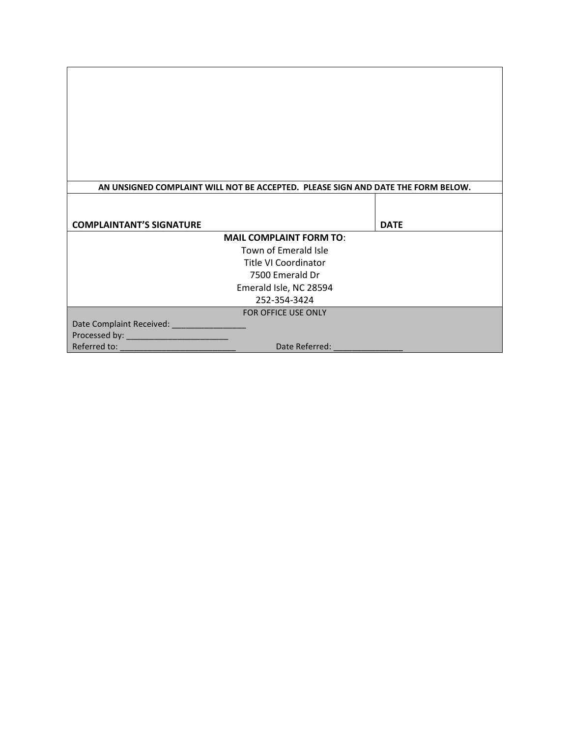**AN UNSIGNED COMPLAINT WILL NOT BE ACCEPTED. PLEASE SIGN AND DATE THE FORM BELOW.**

| | |
|---|---|
| **COMPLAINANT'S SIGNATURE** | **DATE** |

**MAIL COMPLAINT FORM TO**:

Town of Emerald Isle
Title VI Coordinator
7500 Emerald Dr
Emerald Isle, NC 28594
252-354-3424

FOR OFFICE USE ONLY

Date Complaint Received: ________________

Processed by: _______________________

Referred to: __________________________ Date Referred: _______________